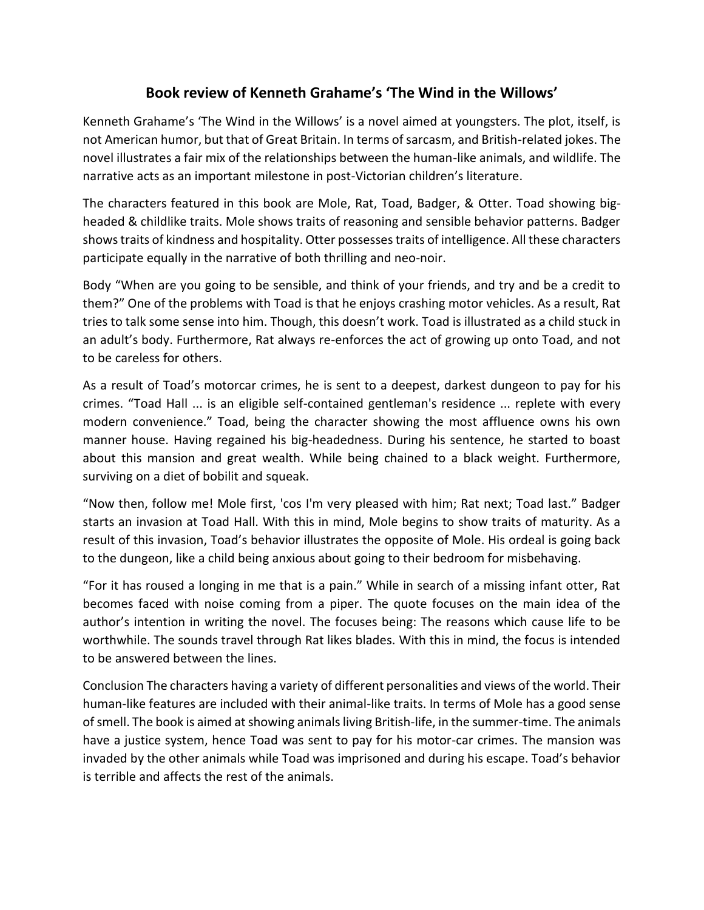## Book review of Kenneth Grahame's 'The Wind in the Willows'

Kenneth Grahame's 'The Wind in the Willows' is a novel aimed at youngsters. The plot, itself, is not American humor, but that of Great Britain. In terms of sarcasm, and British-related jokes. The novel illustrates a fair mix of the relationships between the human-like animals, and wildlife. The narrative acts as an important milestone in post-Victorian children's literature.

The characters featured in this book are Mole, Rat, Toad, Badger, & Otter. Toad showing big-headed & childlike traits. Mole shows traits of reasoning and sensible behavior patterns. Badger shows traits of kindness and hospitality. Otter possesses traits of intelligence. All these characters participate equally in the narrative of both thrilling and neo-noir.

Body "When are you going to be sensible, and think of your friends, and try and be a credit to them?" One of the problems with Toad is that he enjoys crashing motor vehicles. As a result, Rat tries to talk some sense into him. Though, this doesn't work. Toad is illustrated as a child stuck in an adult's body. Furthermore, Rat always re-enforces the act of growing up onto Toad, and not to be careless for others.

As a result of Toad's motorcar crimes, he is sent to a deepest, darkest dungeon to pay for his crimes. "Toad Hall ... is an eligible self-contained gentleman's residence ... replete with every modern convenience." Toad, being the character showing the most affluence owns his own manner house. Having regained his big-headedness. During his sentence, he started to boast about this mansion and great wealth. While being chained to a black weight. Furthermore, surviving on a diet of bobilit and squeak.

"Now then, follow me! Mole first, 'cos I'm very pleased with him; Rat next; Toad last." Badger starts an invasion at Toad Hall. With this in mind, Mole begins to show traits of maturity. As a result of this invasion, Toad's behavior illustrates the opposite of Mole. His ordeal is going back to the dungeon, like a child being anxious about going to their bedroom for misbehaving.

"For it has roused a longing in me that is a pain." While in search of a missing infant otter, Rat becomes faced with noise coming from a piper. The quote focuses on the main idea of the author's intention in writing the novel. The focuses being: The reasons which cause life to be worthwhile. The sounds travel through Rat likes blades. With this in mind, the focus is intended to be answered between the lines.

Conclusion The characters having a variety of different personalities and views of the world. Their human-like features are included with their animal-like traits. In terms of Mole has a good sense of smell. The book is aimed at showing animals living British-life, in the summer-time. The animals have a justice system, hence Toad was sent to pay for his motor-car crimes. The mansion was invaded by the other animals while Toad was imprisoned and during his escape. Toad's behavior is terrible and affects the rest of the animals.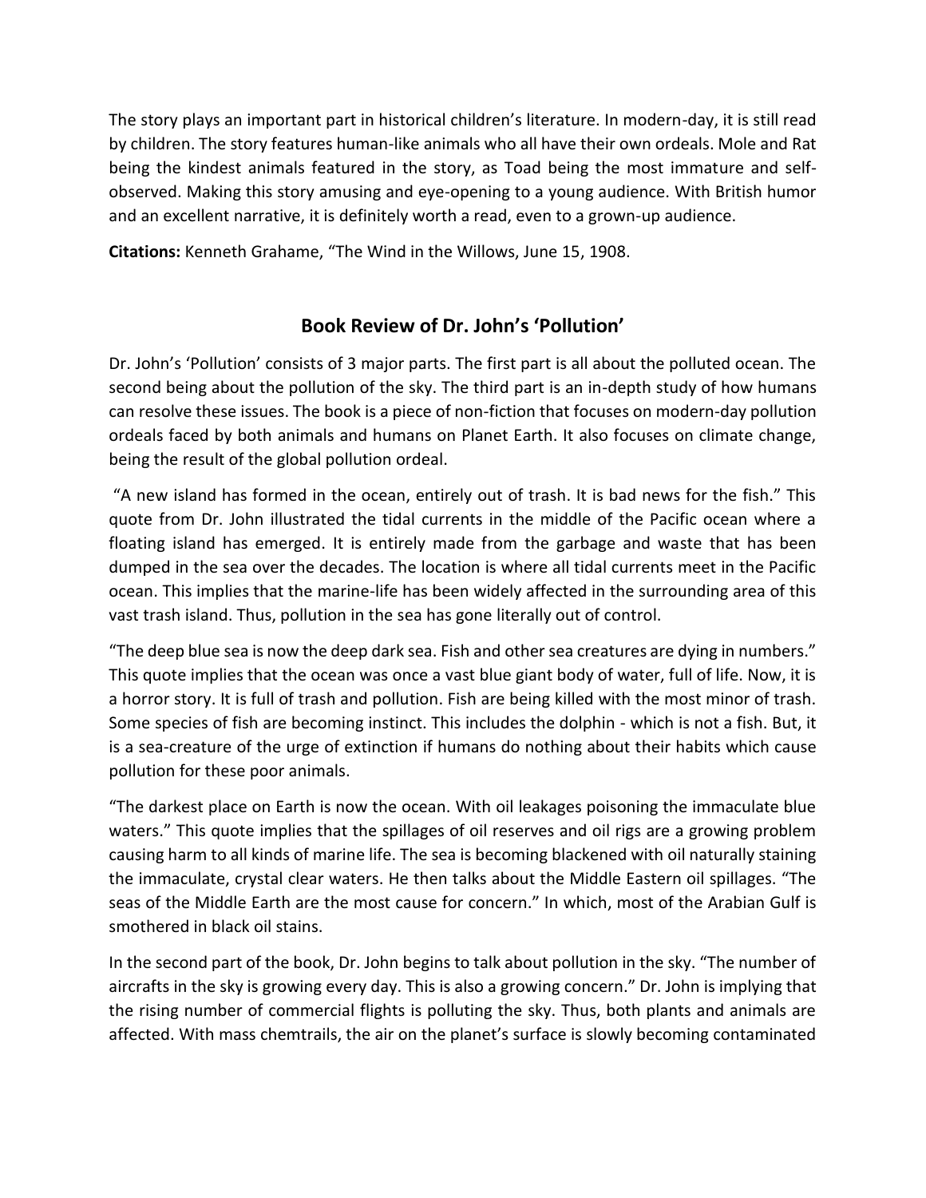The story plays an important part in historical children's literature. In modern-day, it is still read by children. The story features human-like animals who all have their own ordeals. Mole and Rat being the kindest animals featured in the story, as Toad being the most immature and self-observed. Making this story amusing and eye-opening to a young audience. With British humor and an excellent narrative, it is definitely worth a read, even to a grown-up audience.

**Citations:** Kenneth Grahame, "The Wind in the Willows, June 15, 1908.

## Book Review of Dr. John's 'Pollution'

Dr. John's 'Pollution' consists of 3 major parts. The first part is all about the polluted ocean. The second being about the pollution of the sky. The third part is an in-depth study of how humans can resolve these issues. The book is a piece of non-fiction that focuses on modern-day pollution ordeals faced by both animals and humans on Planet Earth. It also focuses on climate change, being the result of the global pollution ordeal.

"A new island has formed in the ocean, entirely out of trash. It is bad news for the fish." This quote from Dr. John illustrated the tidal currents in the middle of the Pacific ocean where a floating island has emerged. It is entirely made from the garbage and waste that has been dumped in the sea over the decades. The location is where all tidal currents meet in the Pacific ocean. This implies that the marine-life has been widely affected in the surrounding area of this vast trash island. Thus, pollution in the sea has gone literally out of control.

"The deep blue sea is now the deep dark sea. Fish and other sea creatures are dying in numbers." This quote implies that the ocean was once a vast blue giant body of water, full of life. Now, it is a horror story. It is full of trash and pollution. Fish are being killed with the most minor of trash. Some species of fish are becoming instinct. This includes the dolphin - which is not a fish. But, it is a sea-creature of the urge of extinction if humans do nothing about their habits which cause pollution for these poor animals.

"The darkest place on Earth is now the ocean. With oil leakages poisoning the immaculate blue waters." This quote implies that the spillages of oil reserves and oil rigs are a growing problem causing harm to all kinds of marine life. The sea is becoming blackened with oil naturally staining the immaculate, crystal clear waters. He then talks about the Middle Eastern oil spillages. "The seas of the Middle Earth are the most cause for concern." In which, most of the Arabian Gulf is smothered in black oil stains.

In the second part of the book, Dr. John begins to talk about pollution in the sky. "The number of aircrafts in the sky is growing every day. This is also a growing concern." Dr. John is implying that the rising number of commercial flights is polluting the sky. Thus, both plants and animals are affected. With mass chemtrails, the air on the planet's surface is slowly becoming contaminated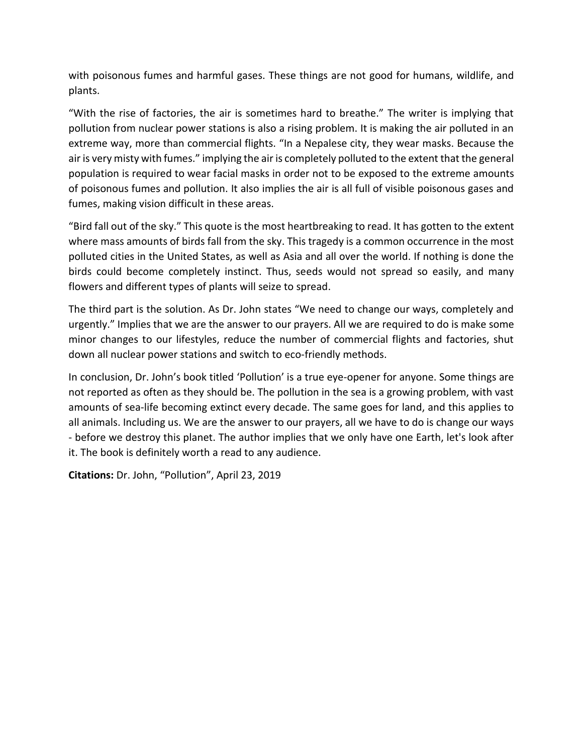with poisonous fumes and harmful gases. These things are not good for humans, wildlife, and plants.

"With the rise of factories, the air is sometimes hard to breathe." The writer is implying that pollution from nuclear power stations is also a rising problem. It is making the air polluted in an extreme way, more than commercial flights. "In a Nepalese city, they wear masks. Because the air is very misty with fumes." implying the air is completely polluted to the extent that the general population is required to wear facial masks in order not to be exposed to the extreme amounts of poisonous fumes and pollution. It also implies the air is all full of visible poisonous gases and fumes, making vision difficult in these areas.

"Bird fall out of the sky." This quote is the most heartbreaking to read. It has gotten to the extent where mass amounts of birds fall from the sky. This tragedy is a common occurrence in the most polluted cities in the United States, as well as Asia and all over the world. If nothing is done the birds could become completely instinct. Thus, seeds would not spread so easily, and many flowers and different types of plants will seize to spread.

The third part is the solution. As Dr. John states "We need to change our ways, completely and urgently." Implies that we are the answer to our prayers. All we are required to do is make some minor changes to our lifestyles, reduce the number of commercial flights and factories, shut down all nuclear power stations and switch to eco-friendly methods.

In conclusion, Dr. John's book titled 'Pollution' is a true eye-opener for anyone. Some things are not reported as often as they should be. The pollution in the sea is a growing problem, with vast amounts of sea-life becoming extinct every decade. The same goes for land, and this applies to all animals. Including us. We are the answer to our prayers, all we have to do is change our ways - before we destroy this planet. The author implies that we only have one Earth, let's look after it. The book is definitely worth a read to any audience.

**Citations:** Dr. John, "Pollution", April 23, 2019